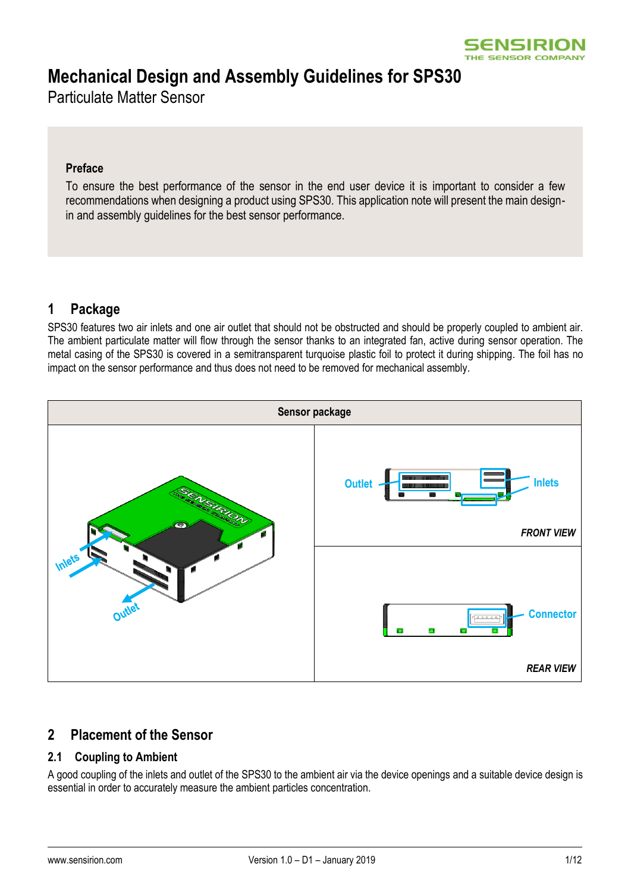# Mechanical Design and Assembly Guidelines for SPS30

Particulate Matter Sensor

**Preface**

To ensure the best performance of the sensor in the end user device it is important to consider a few recommendations when designing a product using SPS30. This application note will present the main design-in and assembly guidelines for the best sensor performance.

## 1 Package

SPS30 features two air inlets and one air outlet that should not be obstructed and should be properly coupled to ambient air. The ambient particulate matter will flow through the sensor thanks to an integrated fan, active during sensor operation. The metal casing of the SPS30 is covered in a semitransparent turquoise plastic foil to protect it during shipping. The foil has no impact on the sensor performance and thus does not need to be removed for mechanical assembly.

| Sensor package | |
|---|---|
| Inlets, Outlet | Outlet, Inlets — *FRONT VIEW* |
| | Connector — *REAR VIEW* |

## 2 Placement of the Sensor

### 2.1 Coupling to Ambient

A good coupling of the inlets and outlet of the SPS30 to the ambient air via the device openings and a suitable device design is essential in order to accurately measure the ambient particles concentration.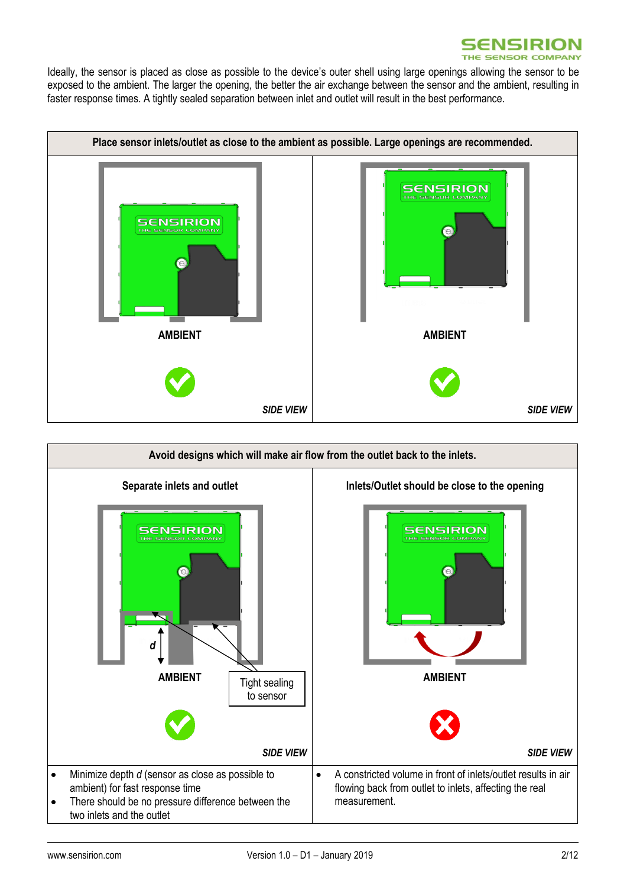Ideally, the sensor is placed as close as possible to the device's outer shell using large openings allowing the sensor to be exposed to the ambient. The larger the opening, the better the air exchange between the sensor and the ambient, resulting in faster response times. A tightly sealed separation between inlet and outlet will result in the best performance.

| Place sensor inlets/outlet as close to the ambient as possible. Large openings are recommended. | |
| --- | --- |
| AMBIENT ✓ *SIDE VIEW* | AMBIENT ✓ *SIDE VIEW* |

| Avoid designs which will make air flow from the outlet back to the inlets. | |
| --- | --- |
| **Separate inlets and outlet** | **Inlets/Outlet should be close to the opening** |
| *d* AMBIENT Tight sealing to sensor ✓ *SIDE VIEW* | AMBIENT ✗ *SIDE VIEW* |
| • Minimize depth *d* (sensor as close as possible to ambient) for fast response time<br>• There should be no pressure difference between the two inlets and the outlet | • A constricted volume in front of inlets/outlet results in air flowing back from outlet to inlets, affecting the real measurement. |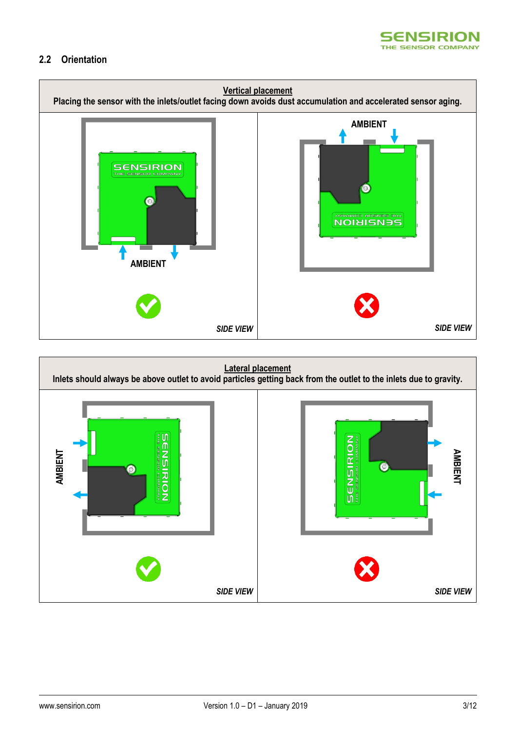## 2.2 Orientation

| **Vertical placement**<br>Placing the sensor with the inlets/outlet facing down avoids dust accumulation and accelerated sensor aging. | |
|---|---|
| AMBIENT<br>✔<br>*SIDE VIEW* | AMBIENT<br>✘<br>*SIDE VIEW* |

| **Lateral placement**<br>Inlets should always be above outlet to avoid particles getting back from the outlet to the inlets due to gravity. | |
|---|---|
| AMBIENT<br>✔<br>*SIDE VIEW* | AMBIENT<br>✘<br>*SIDE VIEW* |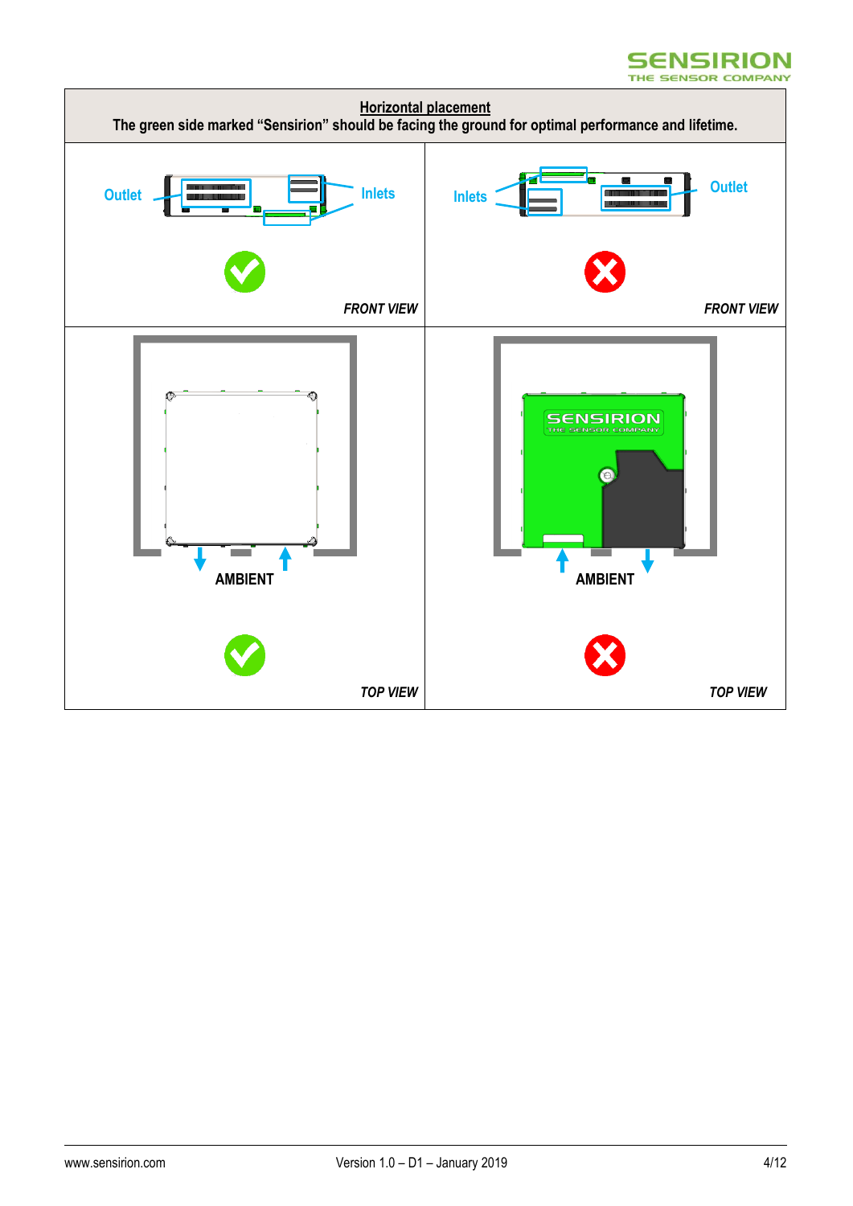**Horizontal placement**

**The green side marked "Sensirion" should be facing the ground for optimal performance and lifetime.**

| | |
|---|---|
| Outlet, Inlets — ✔ — *FRONT VIEW* | Inlets, Outlet — ✘ — *FRONT VIEW* |
| AMBIENT — ✔ — *TOP VIEW* | SENSIRION THE SENSOR COMPANY, AMBIENT — ✘ — *TOP VIEW* |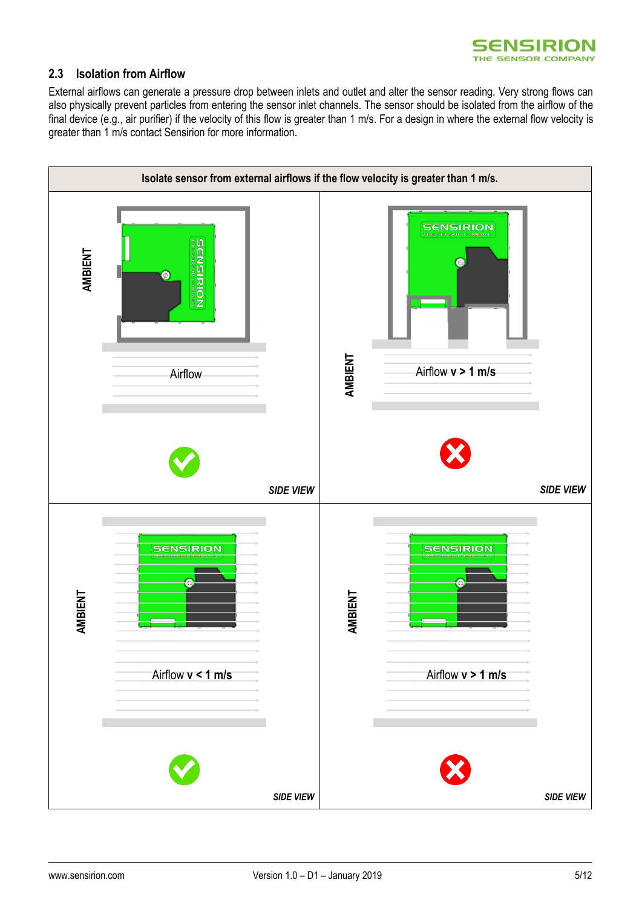## 2.3 Isolation from Airflow

External airflows can generate a pressure drop between inlets and outlet and alter the sensor reading. Very strong flows can also physically prevent particles from entering the sensor inlet channels. The sensor should be isolated from the airflow of the final device (e.g., air purifier) if the velocity of this flow is greater than 1 m/s. For a design in where the external flow velocity is greater than 1 m/s contact Sensirion for more information.

| Isolate sensor from external airflows if the flow velocity is greater than 1 m/s. | |
|---|---|
| AMBIENT<br>Airflow<br>✔<br>*SIDE VIEW* | AMBIENT<br>Airflow **v > 1 m/s**<br>✘<br>*SIDE VIEW* |
| AMBIENT<br>Airflow **v < 1 m/s**<br>✔<br>*SIDE VIEW* | AMBIENT<br>Airflow **v > 1 m/s**<br>✘<br>*SIDE VIEW* |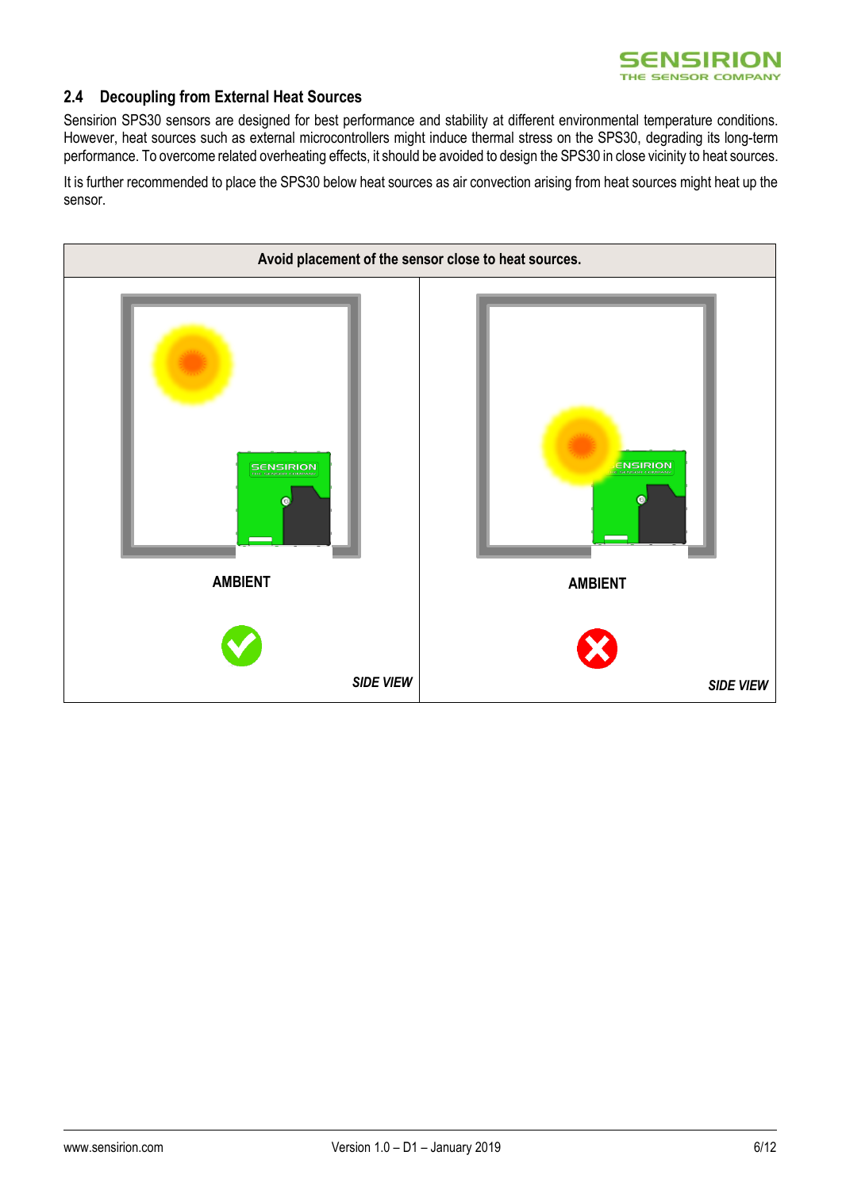## 2.4 Decoupling from External Heat Sources

Sensirion SPS30 sensors are designed for best performance and stability at different environmental temperature conditions. However, heat sources such as external microcontrollers might induce thermal stress on the SPS30, degrading its long-term performance. To overcome related overheating effects, it should be avoided to design the SPS30 in close vicinity to heat sources.

It is further recommended to place the SPS30 below heat sources as air convection arising from heat sources might heat up the sensor.

| Avoid placement of the sensor close to heat sources. | |
|---|---|
| AMBIENT ✔ *SIDE VIEW* | AMBIENT ✘ *SIDE VIEW* |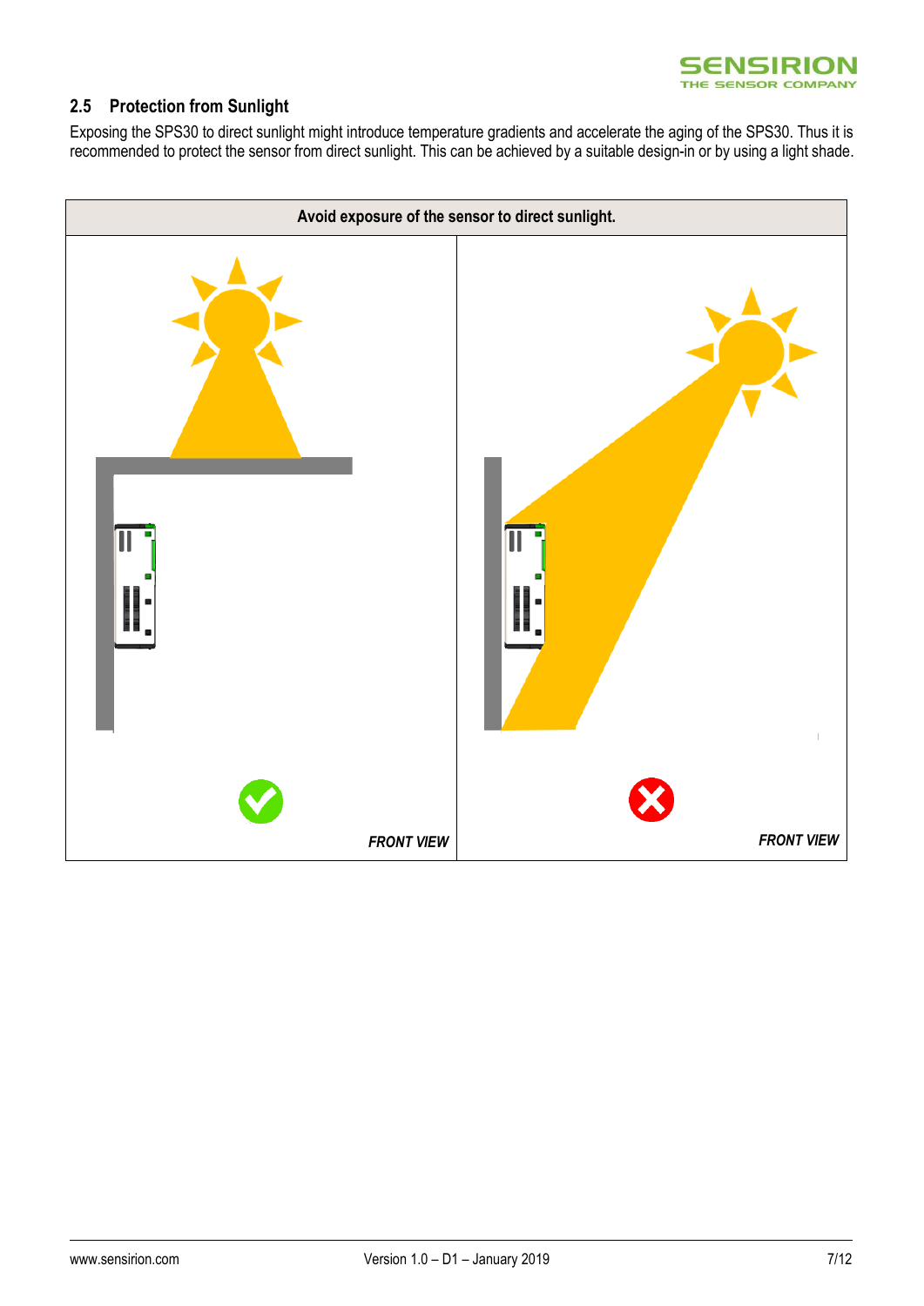## 2.5 Protection from Sunlight

Exposing the SPS30 to direct sunlight might introduce temperature gradients and accelerate the aging of the SPS30. Thus it is recommended to protect the sensor from direct sunlight. This can be achieved by a suitable design-in or by using a light shade.

| Avoid exposure of the sensor to direct sunlight. | |
| --- | --- |
| ✔ *FRONT VIEW* | ✘ *FRONT VIEW* |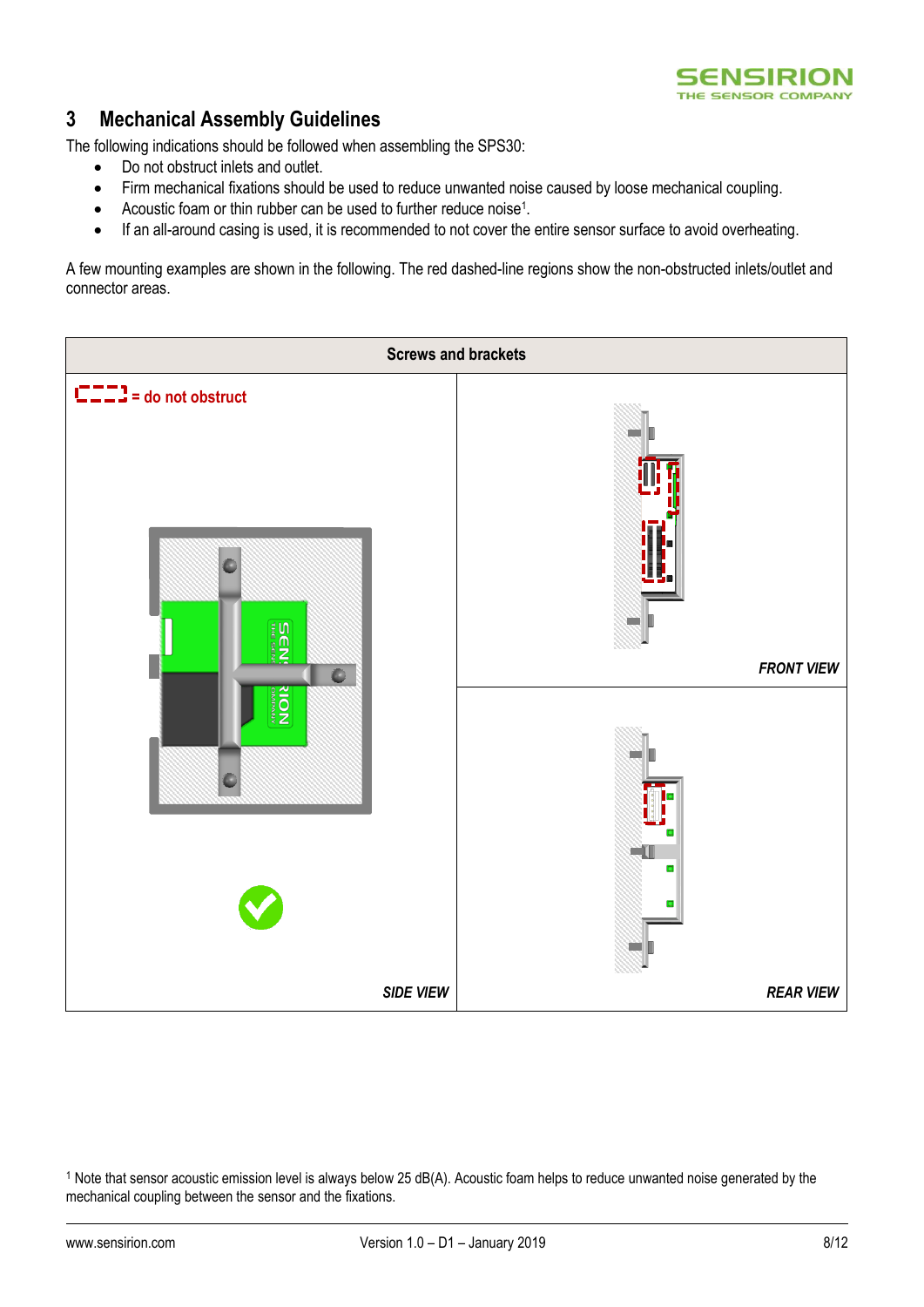## 3 Mechanical Assembly Guidelines

The following indications should be followed when assembling the SPS30:

- Do not obstruct inlets and outlet.
- Firm mechanical fixations should be used to reduce unwanted noise caused by loose mechanical coupling.
- Acoustic foam or thin rubber can be used to further reduce noise[1].
- If an all-around casing is used, it is recommended to not cover the entire sensor surface to avoid overheating.

A few mounting examples are shown in the following. The red dashed-line regions show the non-obstructed inlets/outlet and connector areas.

| Screws and brackets | |
|---|---|
| = do not obstruct<br>*SIDE VIEW* | *FRONT VIEW* |
| | *REAR VIEW* |

[1] Note that sensor acoustic emission level is always below 25 dB(A). Acoustic foam helps to reduce unwanted noise generated by the mechanical coupling between the sensor and the fixations.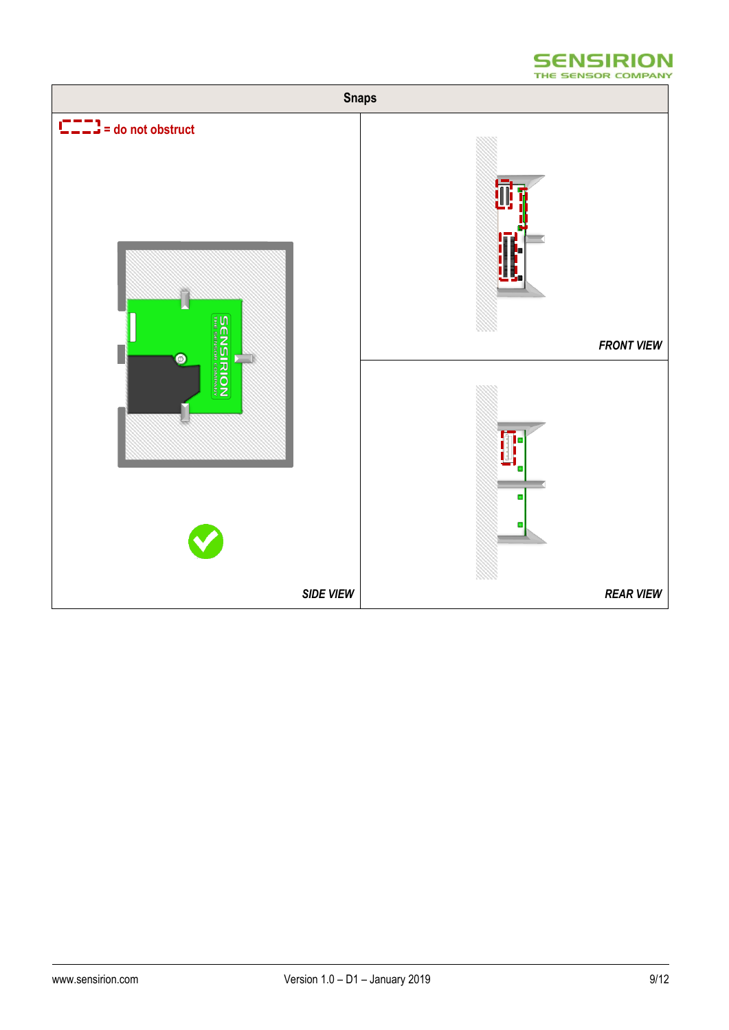| Snaps | |
|---|---|
| = do not obstruct<br><br>*SIDE VIEW* | *FRONT VIEW* |
| | *REAR VIEW* |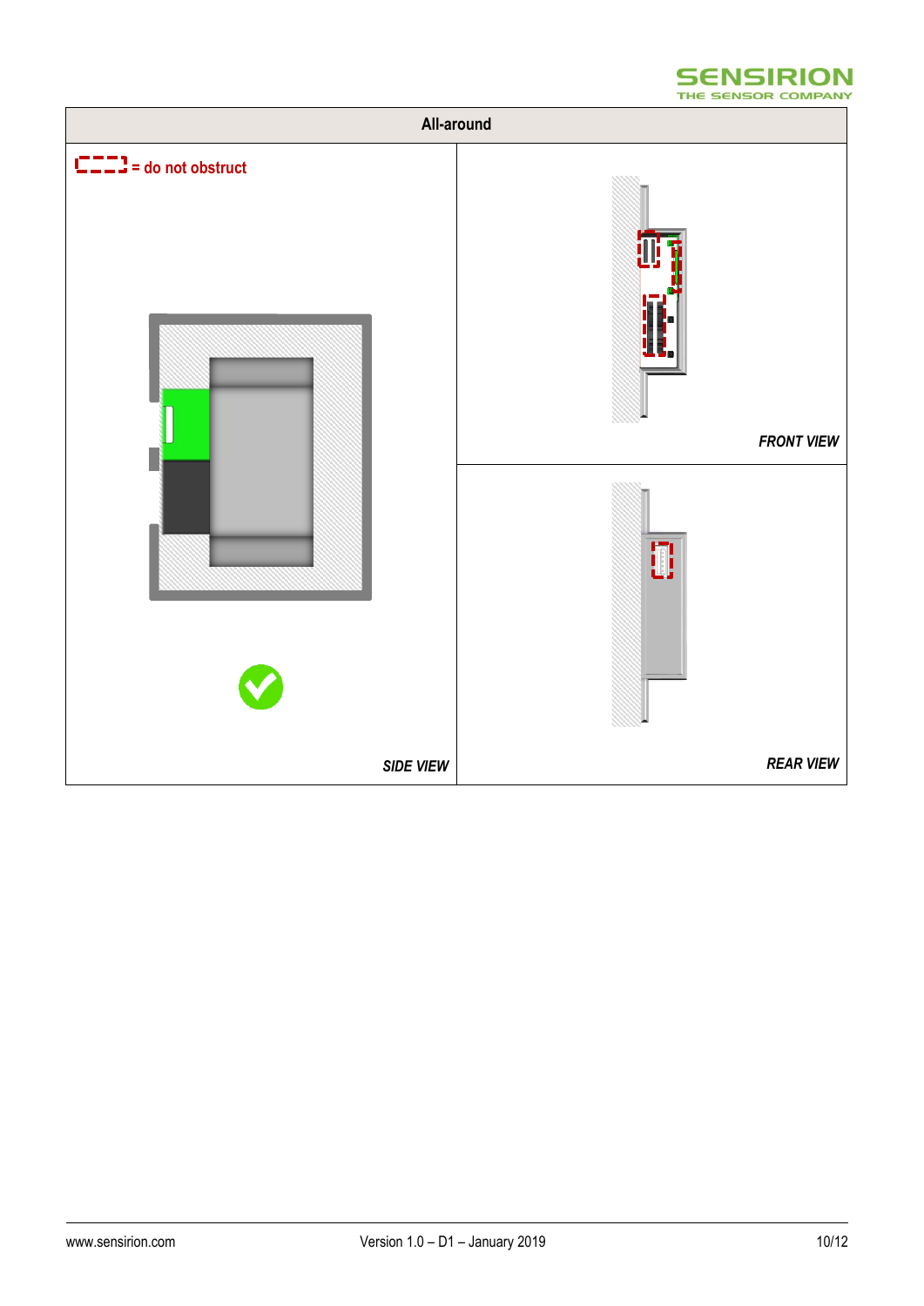| All-around | |
|---|---|
| = do not obstruct | FRONT VIEW |
| SIDE VIEW | REAR VIEW |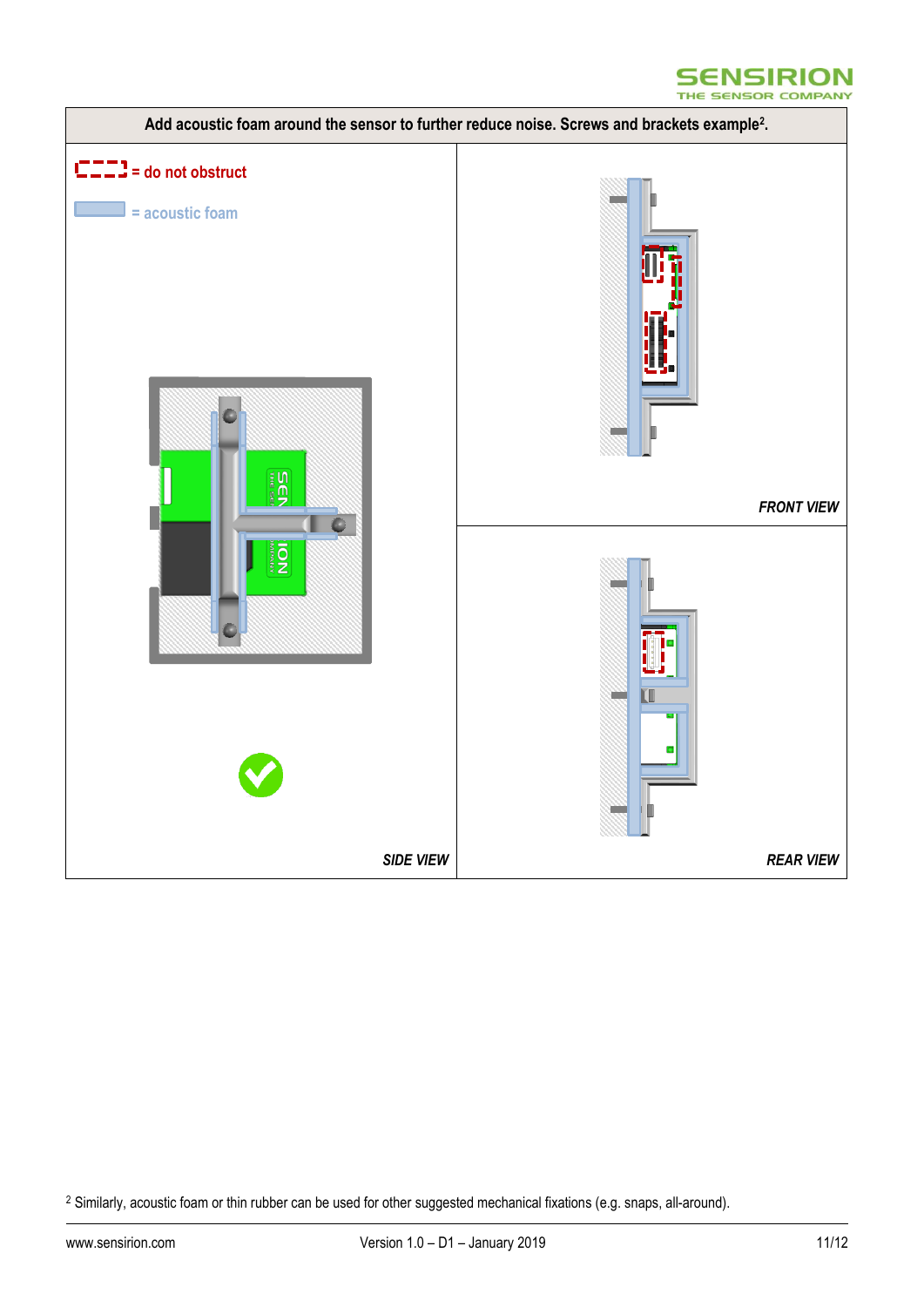**Add acoustic foam around the sensor to further reduce noise. Screws and brackets example[2].**

= do not obstruct

= acoustic foam

*SIDE VIEW*

*FRONT VIEW*

*REAR VIEW*

[2] Similarly, acoustic foam or thin rubber can be used for other suggested mechanical fixations (e.g. snaps, all-around).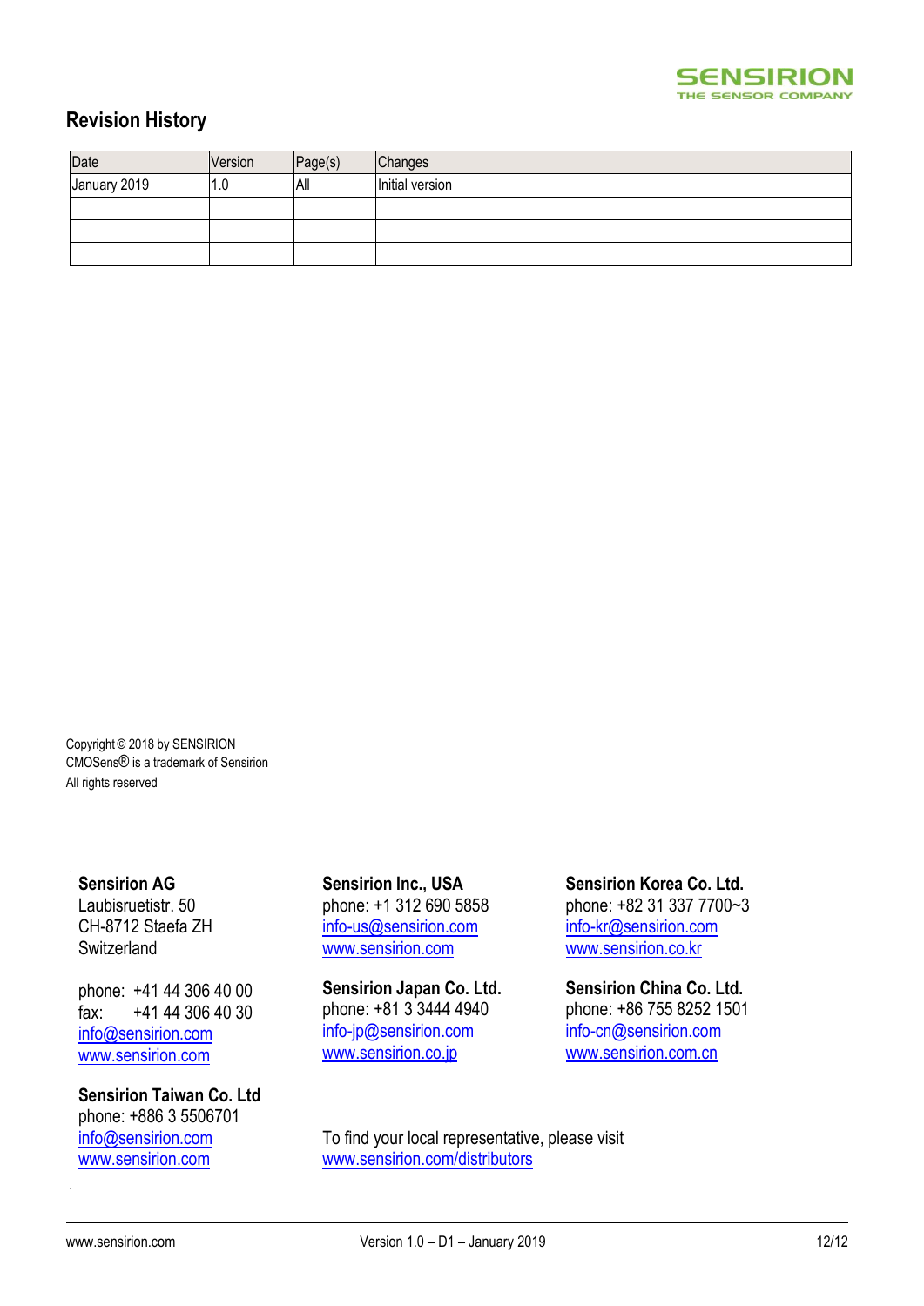## Revision History

| Date | Version | Page(s) | Changes |
|---|---|---|---|
| January 2019 | 1.0 | All | Initial version |
| | | | |
| | | | |
| | | | |

Copyright © 2018 by SENSIRION
CMOSens® is a trademark of Sensirion
All rights reserved

---

**Sensirion AG**
Laubisruetistr. 50
CH-8712 Staefa ZH
Switzerland

phone: +41 44 306 40 00
fax: +41 44 306 40 30
info@sensirion.com
www.sensirion.com

**Sensirion Taiwan Co. Ltd**
phone: +886 3 5506701
info@sensirion.com
www.sensirion.com

**Sensirion Inc., USA**
phone: +1 312 690 5858
info-us@sensirion.com
www.sensirion.com

**Sensirion Japan Co. Ltd.**
phone: +81 3 3444 4940
info-jp@sensirion.com
www.sensirion.co.jp

**Sensirion Korea Co. Ltd.**
phone: +82 31 337 7700~3
info-kr@sensirion.com
www.sensirion.co.kr

**Sensirion China Co. Ltd.**
phone: +86 755 8252 1501
info-cn@sensirion.com
www.sensirion.com.cn

To find your local representative, please visit
www.sensirion.com/distributors